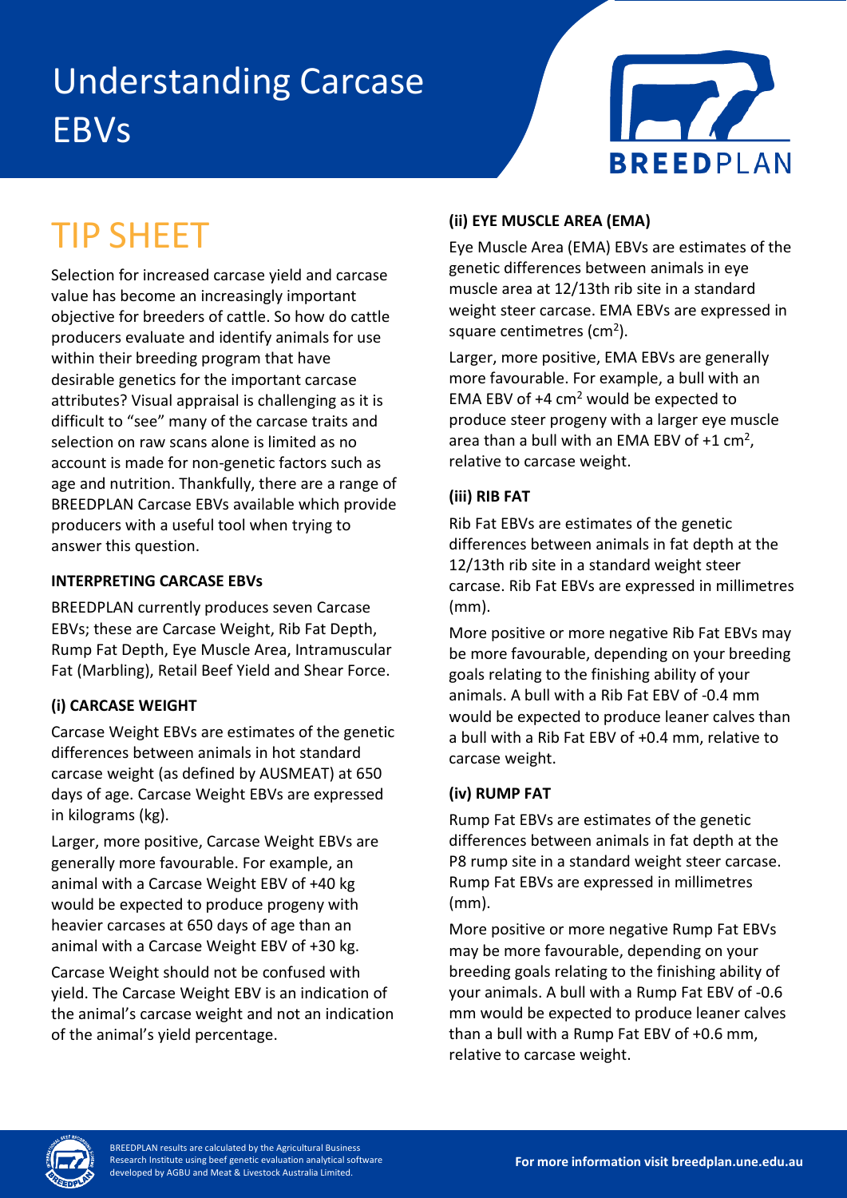# Understanding Carcase EBVs

## TIP SHEET

Selection for increased carcase yield and carcase value has become an increasingly important objective for breeders of cattle. So how do cattle producers evaluate and identify animals for use within their breeding program that have desirable genetics for the important carcase attributes? Visual appraisal is challenging as it is difficult to "see" many of the carcase traits and selection on raw scans alone is limited as no account is made for non-genetic factors such as age and nutrition. Thankfully, there are a range of BREEDPLAN Carcase EBVs available which provide producers with a useful tool when trying to answer this question.

### INTERPRETING CARCASE EBVs

BREEDPLAN currently produces seven Carcase EBVs; these are Carcase Weight, Rib Fat Depth, Rump Fat Depth, Eye Muscle Area, Intramuscular Fat (Marbling), Retail Beef Yield and Shear Force.

#### (i) CARCASE WEIGHT

Carcase Weight EBVs are estimates of the genetic differences between animals in hot standard carcase weight (as defined by AUSMEAT) at 650 days of age. Carcase Weight EBVs are expressed in kilograms (kg).

Larger, more positive, Carcase Weight EBVs are generally more favourable. For example, an animal with a Carcase Weight EBV of +40 kg would be expected to produce progeny with heavier carcases at 650 days of age than an animal with a Carcase Weight EBV of +30 kg.

Carcase Weight should not be confused with yield. The Carcase Weight EBV is an indication of the animal's carcase weight and not an indication of the animal's yield percentage.

#### (ii) EYE MUSCLE AREA (EMA)

Eye Muscle Area (EMA) EBVs are estimates of the genetic differences between animals in eye muscle area at 12/13th rib site in a standard weight steer carcase. EMA EBVs are expressed in square centimetres ($cm^2$).

Larger, more positive, EMA EBVs are generally more favourable. For example, a bull with an EMA EBV of +4 $cm^2$ would be expected to produce steer progeny with a larger eye muscle area than a bull with an EMA EBV of +1 $cm^2$, relative to carcase weight.

#### (iii) RIB FAT

Rib Fat EBVs are estimates of the genetic differences between animals in fat depth at the 12/13th rib site in a standard weight steer carcase. Rib Fat EBVs are expressed in millimetres (mm).

More positive or more negative Rib Fat EBVs may be more favourable, depending on your breeding goals relating to the finishing ability of your animals. A bull with a Rib Fat EBV of -0.4 mm would be expected to produce leaner calves than a bull with a Rib Fat EBV of +0.4 mm, relative to carcase weight.

#### (iv) RUMP FAT

Rump Fat EBVs are estimates of the genetic differences between animals in fat depth at the P8 rump site in a standard weight steer carcase. Rump Fat EBVs are expressed in millimetres (mm).

More positive or more negative Rump Fat EBVs may be more favourable, depending on your breeding goals relating to the finishing ability of your animals. A bull with a Rump Fat EBV of -0.6 mm would be expected to produce leaner calves than a bull with a Rump Fat EBV of +0.6 mm, relative to carcase weight.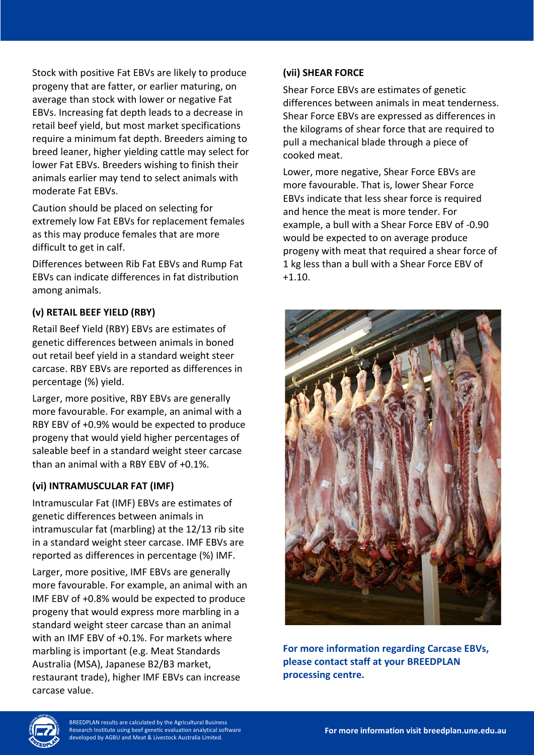Stock with positive Fat EBVs are likely to produce progeny that are fatter, or earlier maturing, on average than stock with lower or negative Fat EBVs. Increasing fat depth leads to a decrease in retail beef yield, but most market specifications require a minimum fat depth. Breeders aiming to breed leaner, higher yielding cattle may select for lower Fat EBVs. Breeders wishing to finish their animals earlier may tend to select animals with moderate Fat EBVs.

Caution should be placed on selecting for extremely low Fat EBVs for replacement females as this may produce females that are more difficult to get in calf.

Differences between Rib Fat EBVs and Rump Fat EBVs can indicate differences in fat distribution among animals.

### (v) RETAIL BEEF YIELD (RBY)

Retail Beef Yield (RBY) EBVs are estimates of genetic differences between animals in boned out retail beef yield in a standard weight steer carcase. RBY EBVs are reported as differences in percentage (%) yield.

Larger, more positive, RBY EBVs are generally more favourable. For example, an animal with a RBY EBV of +0.9% would be expected to produce progeny that would yield higher percentages of saleable beef in a standard weight steer carcase than an animal with a RBY EBV of +0.1%.

### (vi) INTRAMUSCULAR FAT (IMF)

Intramuscular Fat (IMF) EBVs are estimates of genetic differences between animals in intramuscular fat (marbling) at the 12/13 rib site in a standard weight steer carcase. IMF EBVs are reported as differences in percentage (%) IMF.

Larger, more positive, IMF EBVs are generally more favourable. For example, an animal with an IMF EBV of +0.8% would be expected to produce progeny that would express more marbling in a standard weight steer carcase than an animal with an IMF EBV of +0.1%. For markets where marbling is important (e.g. Meat Standards Australia (MSA), Japanese B2/B3 market, restaurant trade), higher IMF EBVs can increase carcase value.

### (vii) SHEAR FORCE

Shear Force EBVs are estimates of genetic differences between animals in meat tenderness. Shear Force EBVs are expressed as differences in the kilograms of shear force that are required to pull a mechanical blade through a piece of cooked meat.

Lower, more negative, Shear Force EBVs are more favourable. That is, lower Shear Force EBVs indicate that less shear force is required and hence the meat is more tender. For example, a bull with a Shear Force EBV of -0.90 would be expected to on average produce progeny with meat that required a shear force of 1 kg less than a bull with a Shear Force EBV of +1.10.

**For more information regarding Carcase EBVs, please contact staff at your BREEDPLAN processing centre.**

BREEDPLAN results are calculated by the Agricultural Business Research Institute using beef genetic evaluation analytical software developed by AGBU and Meat & Livestock Australia Limited.

**For more information visit breedplan.une.edu.au**